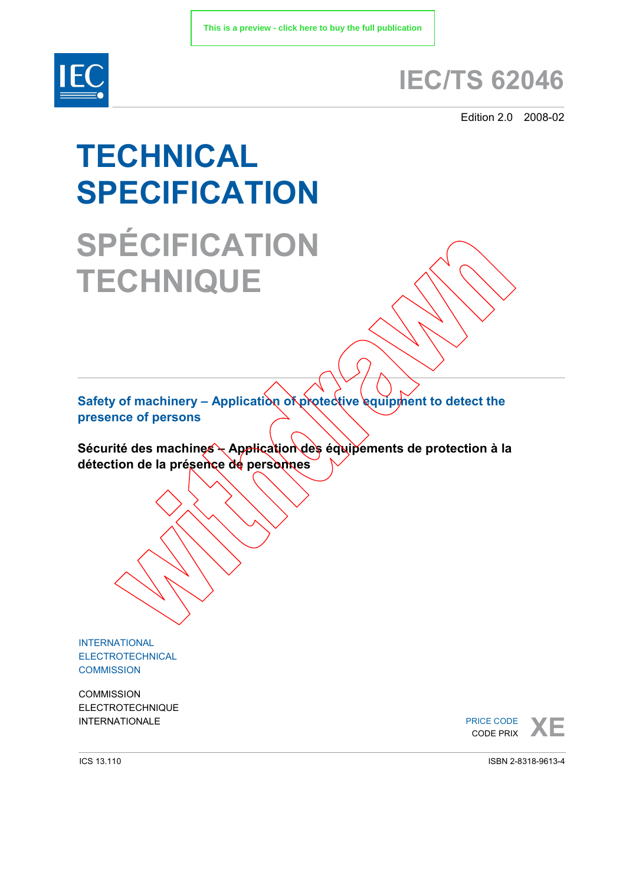This is a preview - click here to buy the full publication

IEC

# IEC/TS 62046

Edition 2.0 2008-02

# TECHNICAL SPECIFICATION

# SPÉCIFICATION TECHNIQUE

Withdrawn

## Safety of machinery – Application of protective equipment to detect the presence of persons

## Sécurité des machines – Application des équipements de protection à la détection de la présence de personnes

INTERNATIONAL
ELECTROTECHNICAL
COMMISSION

COMMISSION
ELECTROTECHNIQUE
INTERNATIONALE

PRICE CODE
CODE PRIX
XE

ICS 13.110

ISBN 2-8318-9613-4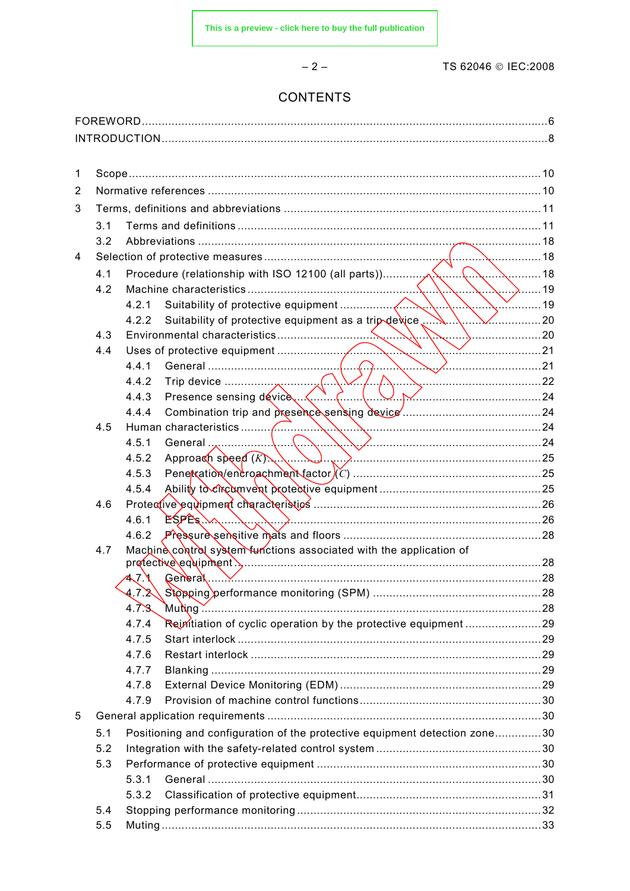# CONTENTS

FOREWORD.......................................................................................................................6
INTRODUCTION.................................................................................................................8

1 Scope..........................................................................................................................10
2 Normative references ...................................................................................................10
3 Terms, definitions and abbreviations ..............................................................................11
 3.1 Terms and definitions ..............................................................................................11
 3.2 Abbreviations .........................................................................................................18
4 Selection of protective measures ...................................................................................18
 4.1 Procedure (relationship with ISO 12100 (all parts))..................................................18
 4.2 Machine characteristics ...........................................................................................19
  4.2.1 Suitability of protective equipment ....................................................................19
  4.2.2 Suitability of protective equipment as a trip device ............................................20
 4.3 Environmental characteristics ..................................................................................20
 4.4 Uses of protective equipment ...................................................................................21
  4.4.1 General ...........................................................................................................21
  4.4.2 Trip device ......................................................................................................22
  4.4.3 Presence sensing device...................................................................................24
  4.4.4 Combination trip and presence sensing device ...................................................24
 4.5 Human characteristics .............................................................................................24
  4.5.1 General ...........................................................................................................24
  4.5.2 Approach speed ($K$) .........................................................................................25
  4.5.3 Penetration/encroachment factor ($C$) ..................................................................25
  4.5.4 Ability to circumvent protective equipment ..........................................................25
 4.6 Protective equipment characteristics .........................................................................26
  4.6.1 ESPEs.............................................................................................................26
  4.6.2 Pressure sensitive mats and floors ...................................................................28
 4.7 Machine control system functions associated with the application of protective equipment ..........................................................................................................28
  4.7.1 General............................................................................................................28
  4.7.2 Stopping performance monitoring (SPM) ...........................................................28
  4.7.3 Muting .............................................................................................................28
  4.7.4 Reinitiation of cyclic operation by the protective equipment .................................29
  4.7.5 Start interlock ..................................................................................................29
  4.7.6 Restart interlock ...............................................................................................29
  4.7.7 Blanking ..........................................................................................................29
  4.7.8 External Device Monitoring (EDM) .....................................................................29
  4.7.9 Provision of machine control functions ...............................................................30
5 General application requirements ..................................................................................30
 5.1 Positioning and configuration of the protective equipment detection zone.................30
 5.2 Integration with the safety-related control system ....................................................30
 5.3 Performance of protective equipment .......................................................................30
  5.3.1 General ...........................................................................................................30
  5.3.2 Classification of protective equipment...............................................................31
 5.4 Stopping performance monitoring .............................................................................32
 5.5 Muting ....................................................................................................................33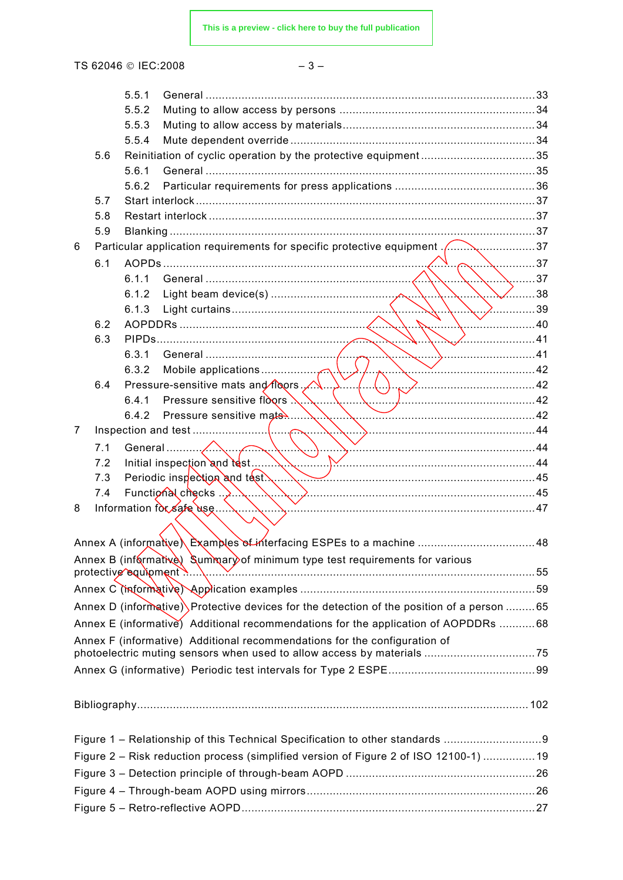5.5.1 General ....................................................................................................33
5.5.2 Muting to allow access by persons ............................................................34
5.5.3 Muting to allow access by materials...........................................................34
5.5.4 Mute dependent override ..........................................................................34
5.6 Reinitiation of cyclic operation by the protective equipment ...................................35
5.6.1 General ....................................................................................................35
5.6.2 Particular requirements for press applications ...........................................36
5.7 Start interlock .....................................................................................................37
5.8 Restart interlock ..................................................................................................37
5.9 Blanking ..............................................................................................................37
6 Particular application requirements for specific protective equipment ..........................37
6.1 AOPDs ................................................................................................................37
6.1.1 General ....................................................................................................37
6.1.2 Light beam device(s) ................................................................................38
6.1.3 Light curtains.............................................................................................39
6.2 AOPDDRs ...........................................................................................................40
6.3 PIPDs..................................................................................................................41
6.3.1 General ....................................................................................................41
6.3.2 Mobile applications....................................................................................42
6.4 Pressure-sensitive mats and floors .......................................................................42
6.4.1 Pressure sensitive floors ...........................................................................42
6.4.2 Pressure sensitive mats.............................................................................42
7 Inspection and test .....................................................................................................44
7.1 General ...............................................................................................................44
7.2 Initial inspection and test......................................................................................44
7.3 Periodic inspection and test..................................................................................45
7.4 Functional checks ................................................................................................45
8 Information for safe use...............................................................................................47

Annex A (informative) Examples of interfacing ESPEs to a machine ....................................48
Annex B (informative) Summary of minimum type test requirements for various protective equipment ......................................................................................................................55
Annex C (informative) Application examples .......................................................................59
Annex D (informative) Protective devices for the detection of the position of a person .........65
Annex E (informative) Additional recommendations for the application of AOPDDRs ...........68
Annex F (informative) Additional recommendations for the configuration of photoelectric muting sensors when used to allow access by materials .................................75
Annex G (informative) Periodic test intervals for Type 2 ESPE............................................99

Bibliography......................................................................................................................102

Figure 1 – Relationship of this Technical Specification to other standards ..............................9
Figure 2 – Risk reduction process (simplified version of Figure 2 of ISO 12100-1) ................19
Figure 3 – Detection principle of through-beam AOPD .........................................................26
Figure 4 – Through-beam AOPD using mirrors.....................................................................26
Figure 5 – Retro-reflective AOPD........................................................................................27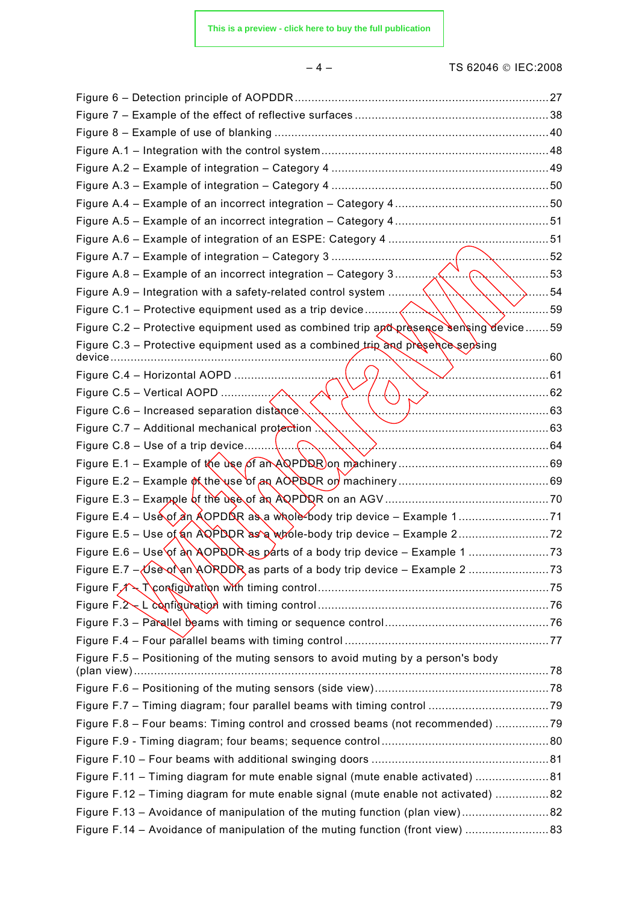Figure 6 – Detection principle of AOPDDR ........................................................................... 27
Figure 7 – Example of the effect of reflective surfaces ......................................................... 38
Figure 8 – Example of use of blanking .................................................................................. 40
Figure A.1 – Integration with the control system ................................................................... 48
Figure A.2 – Example of integration – Category 4 ................................................................. 49
Figure A.3 – Example of integration – Category 4 ................................................................. 50
Figure A.4 – Example of an incorrect integration – Category 4 .............................................. 50
Figure A.5 – Example of an incorrect integration – Category 4 .............................................. 51
Figure A.6 – Example of integration of an ESPE: Category 4 ................................................ 51
Figure A.7 – Example of integration – Category 3 ................................................................. 52
Figure A.8 – Example of an incorrect integration – Category 3 .............................................. 53
Figure A.9 – Integration with a safety-related control system ................................................ 54
Figure C.1 – Protective equipment used as a trip device ........................................................ 59
Figure C.2 – Protective equipment used as combined trip and presence sensing device ....... 59
Figure C.3 – Protective equipment used as a combined trip and presence sensing device .... 60
Figure C.4 – Horizontal AOPD ............................................................................................... 61
Figure C.5 – Vertical AOPD ................................................................................................... 62
Figure C.6 – Increased separation distance ........................................................................... 63
Figure C.7 – Additional mechanical protection ....................................................................... 63
Figure C.8 – Use of a trip device ............................................................................................ 64
Figure E.1 – Example of the use of an AOPDDR on machinery ............................................. 69
Figure E.2 – Example of the use of an AOPDDR on machinery ............................................. 69
Figure E.3 – Example of the use of an AOPDDR on an AGV ................................................. 70
Figure E.4 – Use of an AOPDDR as a whole-body trip device – Example 1 ........................... 71
Figure E.5 – Use of an AOPDDR as a whole-body trip device – Example 2 ........................... 72
Figure E.6 – Use of an AOPDDR as parts of a body trip device – Example 1 ........................ 73
Figure E.7 – Use of an AOPDDR as parts of a body trip device – Example 2 ........................ 73
Figure F.1 – T configuration with timing control ..................................................................... 75
Figure F.2 – L configuration with timing control ..................................................................... 76
Figure F.3 – Parallel beams with timing or sequence control ................................................. 76
Figure F.4 – Four parallel beams with timing control ............................................................. 77
Figure F.5 – Positioning of the muting sensors to avoid muting by a person's body (plan view) ... 78
Figure F.6 – Positioning of the muting sensors (side view) .................................................... 78
Figure F.7 – Timing diagram; four parallel beams with timing control .................................... 79
Figure F.8 – Four beams: Timing control and crossed beams (not recommended) ................ 79
Figure F.9 - Timing diagram; four beams; sequence control .................................................. 80
Figure F.10 – Four beams with additional swinging doors ..................................................... 81
Figure F.11 – Timing diagram for mute enable signal (mute enable activated) ...................... 81
Figure F.12 – Timing diagram for mute enable signal (mute enable not activated) ................ 82
Figure F.13 – Avoidance of manipulation of the muting function (plan view) .......................... 82
Figure F.14 – Avoidance of manipulation of the muting function (front view) ......................... 83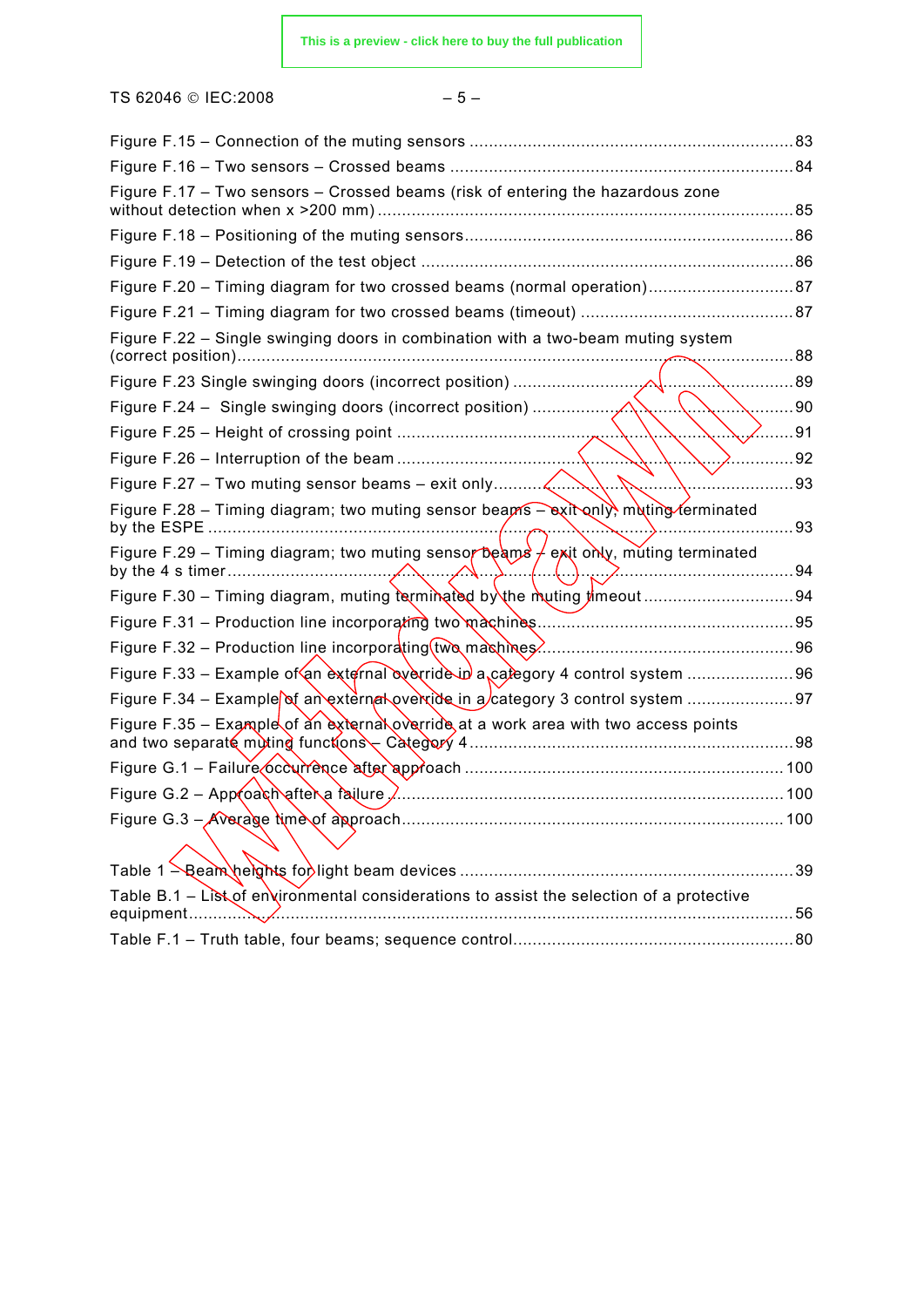Figure F.15 – Connection of the muting sensors .......... 83

Figure F.16 – Two sensors – Crossed beams .......... 84

Figure F.17 – Two sensors – Crossed beams (risk of entering the hazardous zone without detection when x >200 mm) .......... 85

Figure F.18 – Positioning of the muting sensors .......... 86

Figure F.19 – Detection of the test object .......... 86

Figure F.20 – Timing diagram for two crossed beams (normal operation) .......... 87

Figure F.21 – Timing diagram for two crossed beams (timeout) .......... 87

Figure F.22 – Single swinging doors in combination with a two-beam muting system (correct position) .......... 88

Figure F.23 Single swinging doors (incorrect position) .......... 89

Figure F.24 – Single swinging doors (incorrect position) .......... 90

Figure F.25 – Height of crossing point .......... 91

Figure F.26 – Interruption of the beam .......... 92

Figure F.27 – Two muting sensor beams – exit only .......... 93

Figure F.28 – Timing diagram; two muting sensor beams – exit only, muting terminated by the ESPE .......... 93

Figure F.29 – Timing diagram; two muting sensor beams – exit only, muting terminated by the 4 s timer .......... 94

Figure F.30 – Timing diagram, muting terminated by the muting timeout .......... 94

Figure F.31 – Production line incorporating two machines .......... 95

Figure F.32 – Production line incorporating two machines .......... 96

Figure F.33 – Example of an external override in a category 4 control system .......... 96

Figure F.34 – Example of an external override in a category 3 control system .......... 97

Figure F.35 – Example of an external override at a work area with two access points and two separate muting functions – Category 4 .......... 98

Figure G.1 – Failure occurrence after approach .......... 100

Figure G.2 – Approach after a failure .......... 100

Figure G.3 – Average time of approach .......... 100

Table 1 – Beam heights for light beam devices .......... 39

Table B.1 – List of environmental considerations to assist the selection of a protective equipment .......... 56

Table F.1 – Truth table, four beams; sequence control .......... 80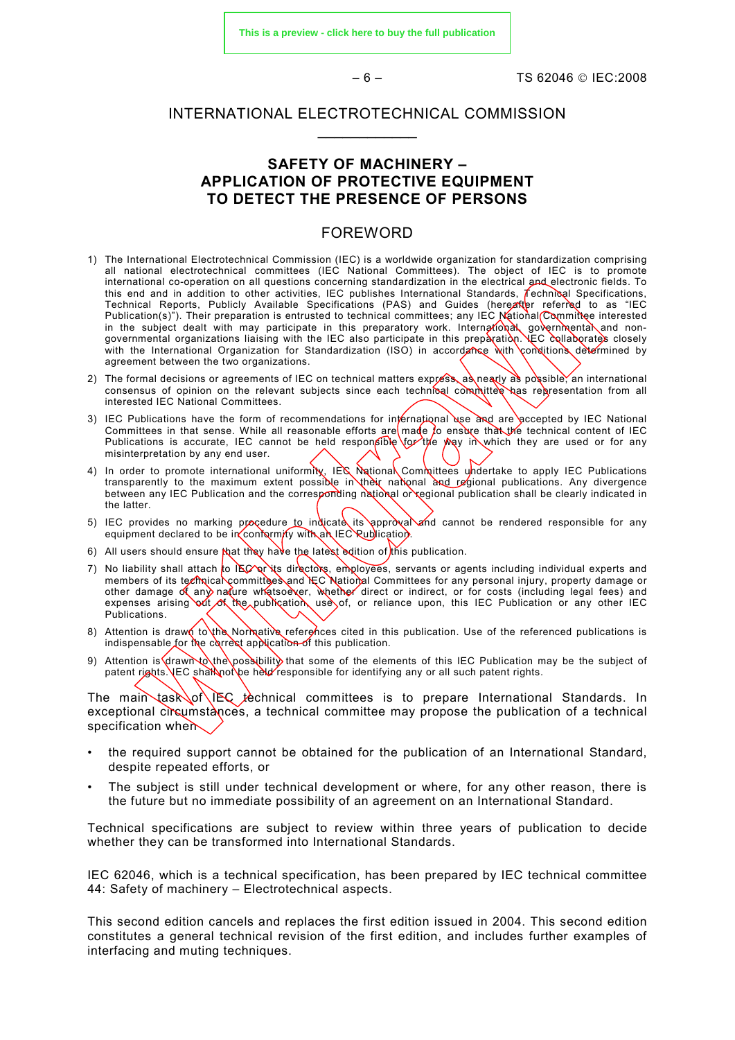# INTERNATIONAL ELECTROTECHNICAL COMMISSION

## SAFETY OF MACHINERY – APPLICATION OF PROTECTIVE EQUIPMENT TO DETECT THE PRESENCE OF PERSONS

## FOREWORD

1) The International Electrotechnical Commission (IEC) is a worldwide organization for standardization comprising all national electrotechnical committees (IEC National Committees). The object of IEC is to promote international co-operation on all questions concerning standardization in the electrical and electronic fields. To this end and in addition to other activities, IEC publishes International Standards, Technical Specifications, Technical Reports, Publicly Available Specifications (PAS) and Guides (hereafter referred to as "IEC Publication(s)"). Their preparation is entrusted to technical committees; any IEC National Committee interested in the subject dealt with may participate in this preparatory work. International, governmental and non-governmental organizations liaising with the IEC also participate in this preparation. IEC collaborates closely with the International Organization for Standardization (ISO) in accordance with conditions determined by agreement between the two organizations.
2) The formal decisions or agreements of IEC on technical matters express, as nearly as possible, an international consensus of opinion on the relevant subjects since each technical committee has representation from all interested IEC National Committees.
3) IEC Publications have the form of recommendations for international use and are accepted by IEC National Committees in that sense. While all reasonable efforts are made to ensure that the technical content of IEC Publications is accurate, IEC cannot be held responsible for the way in which they are used or for any misinterpretation by any end user.
4) In order to promote international uniformity, IEC National Committees undertake to apply IEC Publications transparently to the maximum extent possible in their national and regional publications. Any divergence between any IEC Publication and the corresponding national or regional publication shall be clearly indicated in the latter.
5) IEC provides no marking procedure to indicate its approval and cannot be rendered responsible for any equipment declared to be in conformity with an IEC Publication.
6) All users should ensure that they have the latest edition of this publication.
7) No liability shall attach to IEC or its directors, employees, servants or agents including individual experts and members of its technical committees and IEC National Committees for any personal injury, property damage or other damage of any nature whatsoever, whether direct or indirect, or for costs (including legal fees) and expenses arising out of the publication, use of, or reliance upon, this IEC Publication or any other IEC Publications.
8) Attention is drawn to the Normative references cited in this publication. Use of the referenced publications is indispensable for the correct application of this publication.
9) Attention is drawn to the possibility that some of the elements of this IEC Publication may be the subject of patent rights. IEC shall not be held responsible for identifying any or all such patent rights.

The main task of IEC technical committees is to prepare International Standards. In exceptional circumstances, a technical committee may propose the publication of a technical specification when

- the required support cannot be obtained for the publication of an International Standard, despite repeated efforts, or
- The subject is still under technical development or where, for any other reason, there is the future but no immediate possibility of an agreement on an International Standard.

Technical specifications are subject to review within three years of publication to decide whether they can be transformed into International Standards.

IEC 62046, which is a technical specification, has been prepared by IEC technical committee 44: Safety of machinery – Electrotechnical aspects.

This second edition cancels and replaces the first edition issued in 2004. This second edition constitutes a general technical revision of the first edition, and includes further examples of interfacing and muting techniques.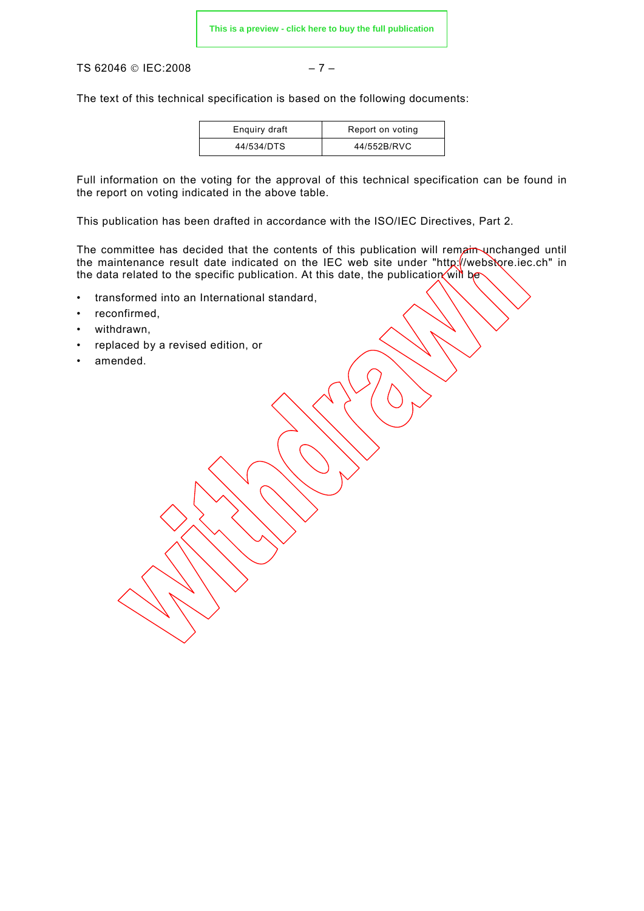The text of this technical specification is based on the following documents:

| Enquiry draft | Report on voting |
| --- | --- |
| 44/534/DTS | 44/552B/RVC |

Full information on the voting for the approval of this technical specification can be found in the report on voting indicated in the above table.

This publication has been drafted in accordance with the ISO/IEC Directives, Part 2.

The committee has decided that the contents of this publication will remain unchanged until the maintenance result date indicated on the IEC web site under "http://webstore.iec.ch" in the data related to the specific publication. At this date, the publication will be

- transformed into an International standard,
- reconfirmed,
- withdrawn,
- replaced by a revised edition, or
- amended.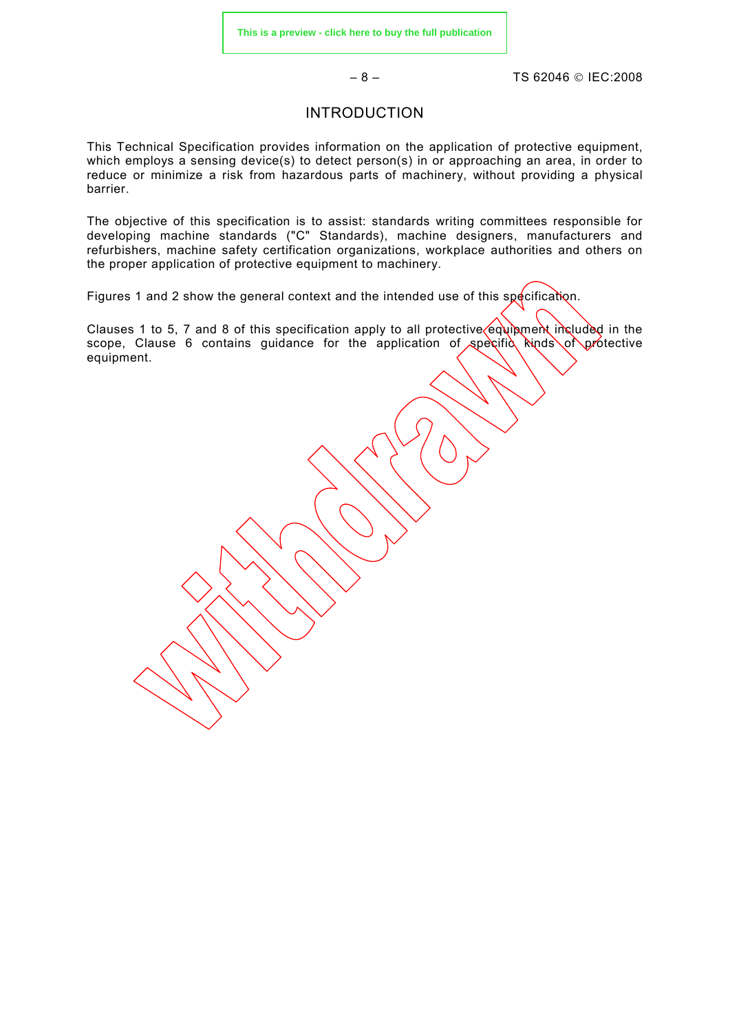# INTRODUCTION

This Technical Specification provides information on the application of protective equipment, which employs a sensing device(s) to detect person(s) in or approaching an area, in order to reduce or minimize a risk from hazardous parts of machinery, without providing a physical barrier.

The objective of this specification is to assist: standards writing committees responsible for developing machine standards ("C" Standards), machine designers, manufacturers and refurbishers, machine safety certification organizations, workplace authorities and others on the proper application of protective equipment to machinery.

Figures 1 and 2 show the general context and the intended use of this specification.

Clauses 1 to 5, 7 and 8 of this specification apply to all protective equipment included in the scope, Clause 6 contains guidance for the application of specific kinds of protective equipment.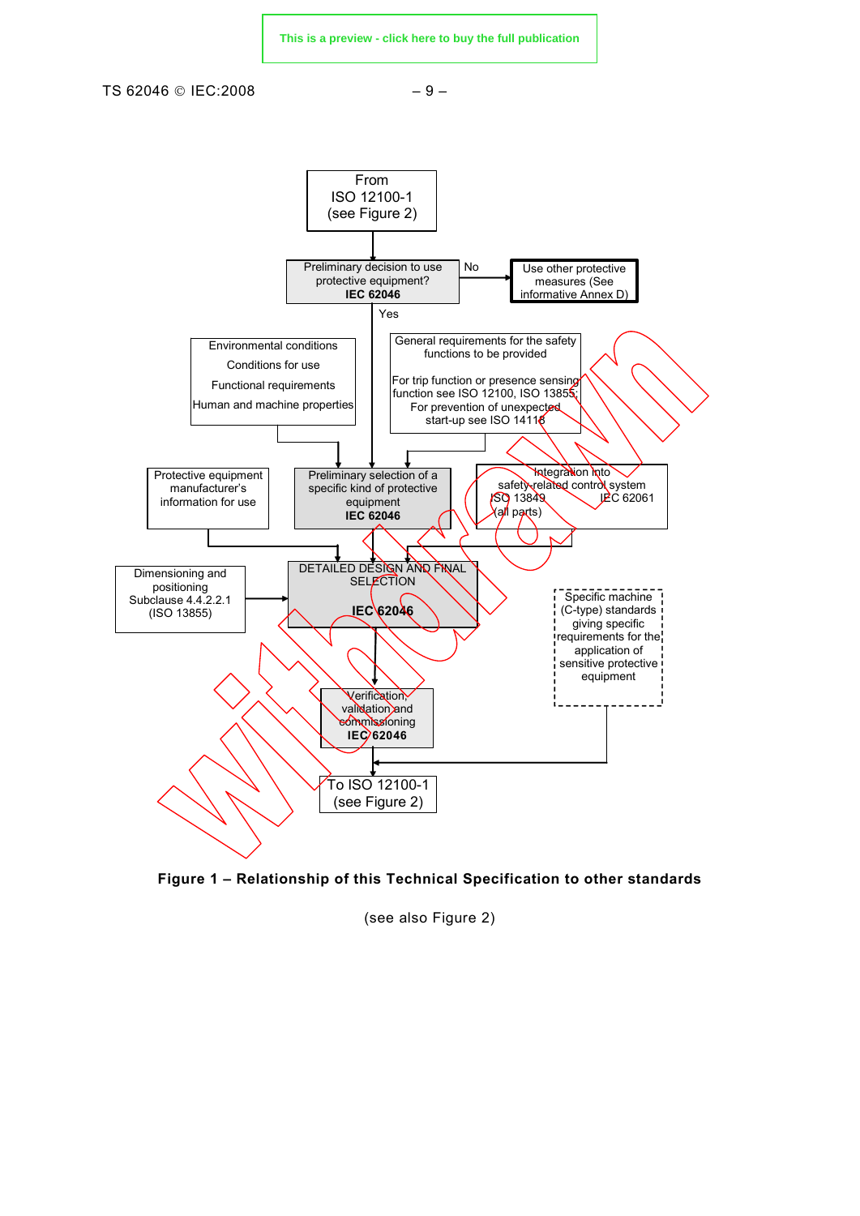From
ISO 12100-1
(see Figure 2)

Preliminary decision to use protective equipment?
**IEC 62046**

No → Use other protective measures (See informative Annex D)

Yes

Environmental conditions
Conditions for use
Functional requirements
Human and machine properties

General requirements for the safety functions to be provided

For trip function or presence sensing function see ISO 12100, ISO 13855;
For prevention of unexpected start-up see ISO 14118

Protective equipment manufacturer's information for use

Preliminary selection of a specific kind of protective equipment
**IEC 62046**

Integration into safety-related control system
ISO 13849 (all parts) IEC 62061

Dimensioning and positioning
Subclause 4.4.2.2.1
(ISO 13855)

DETAILED DESIGN AND FINAL SELECTION
**IEC 62046**

Specific machine (C-type) standards giving specific requirements for the application of sensitive protective equipment

Verification, validation and commissioning
**IEC 62046**

To ISO 12100-1
(see Figure 2)

**Figure 1 – Relationship of this Technical Specification to other standards**

(see also Figure 2)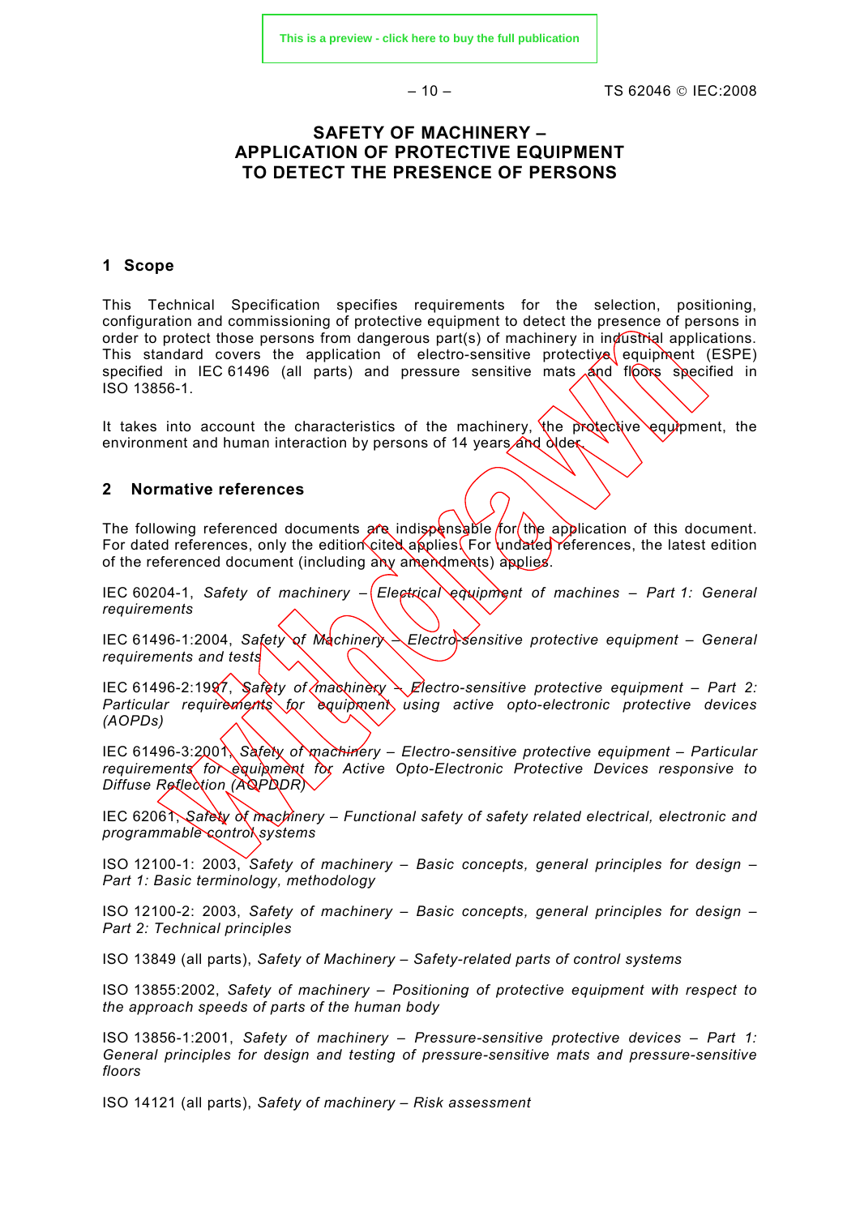# SAFETY OF MACHINERY – APPLICATION OF PROTECTIVE EQUIPMENT TO DETECT THE PRESENCE OF PERSONS

## 1 Scope

This Technical Specification specifies requirements for the selection, positioning, configuration and commissioning of protective equipment to detect the presence of persons in order to protect those persons from dangerous part(s) of machinery in industrial applications. This standard covers the application of electro-sensitive protective equipment (ESPE) specified in IEC 61496 (all parts) and pressure sensitive mats and floors specified in ISO 13856-1.

It takes into account the characteristics of the machinery, the protective equipment, the environment and human interaction by persons of 14 years and older.

## 2 Normative references

The following referenced documents are indispensable for the application of this document. For dated references, only the edition cited applies. For undated references, the latest edition of the referenced document (including any amendments) applies.

IEC 60204-1, *Safety of machinery – Electrical equipment of machines – Part 1: General requirements*

IEC 61496-1:2004, *Safety of Machinery – Electro-sensitive protective equipment – General requirements and tests*

IEC 61496-2:1997, *Safety of machinery – Electro-sensitive protective equipment – Part 2: Particular requirements for equipment using active opto-electronic protective devices (AOPDs)*

IEC 61496-3:2001, *Safety of machinery – Electro-sensitive protective equipment – Particular requirements for equipment for Active Opto-Electronic Protective Devices responsive to Diffuse Reflection (AOPDDR)*

IEC 62061, *Safety of machinery – Functional safety of safety related electrical, electronic and programmable control systems*

ISO 12100-1: 2003, *Safety of machinery – Basic concepts, general principles for design – Part 1: Basic terminology, methodology*

ISO 12100-2: 2003, *Safety of machinery – Basic concepts, general principles for design – Part 2: Technical principles*

ISO 13849 (all parts), *Safety of Machinery – Safety-related parts of control systems*

ISO 13855:2002, *Safety of machinery – Positioning of protective equipment with respect to the approach speeds of parts of the human body*

ISO 13856-1:2001, *Safety of machinery – Pressure-sensitive protective devices – Part 1: General principles for design and testing of pressure-sensitive mats and pressure-sensitive floors*

ISO 14121 (all parts), *Safety of machinery – Risk assessment*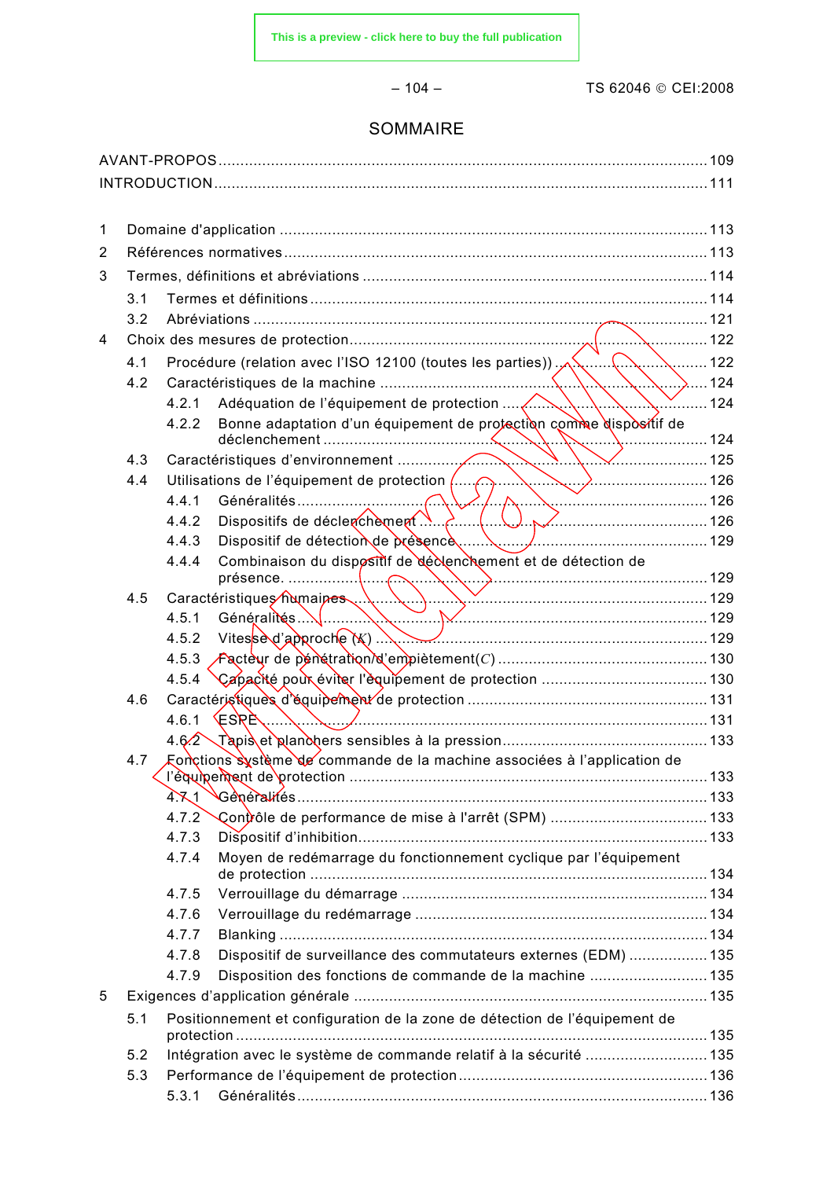# SOMMAIRE

AVANT-PROPOS .................................................................................................... 109
INTRODUCTION .................................................................................................... 111

1 Domaine d'application .................................................................................... 113
2 Références normatives .................................................................................... 113
3 Termes, définitions et abréviations .................................................................. 114
 3.1 Termes et définitions .................................................................................. 114
 3.2 Abréviations ................................................................................................ 121
4 Choix des mesures de protection ...................................................................... 122
 4.1 Procédure (relation avec l'ISO 12100 (toutes les parties)) .............................. 122
 4.2 Caractéristiques de la machine ..................................................................... 124
  4.2.1 Adéquation de l'équipement de protection .................................................. 124
  4.2.2 Bonne adaptation d'un équipement de protection comme dispositif de déclenchement ........ 124
 4.3 Caractéristiques d'environnement ................................................................. 125
 4.4 Utilisations de l'équipement de protection ..................................................... 126
  4.4.1 Généralités ............................................................................................. 126
  4.4.2 Dispositifs de déclenchement .................................................................... 126
  4.4.3 Dispositif de détection de présence ........................................................... 129
  4.4.4 Combinaison du dispositif de déclenchement et de détection de présence. ............ 129
 4.5 Caractéristiques humaines ........................................................................... 129
  4.5.1 Généralités ............................................................................................. 129
  4.5.2 Vitesse d'approche ($K$) .......................................................................... 129
  4.5.3 Facteur de pénétration/d'empiètement($C$) .................................................. 130
  4.5.4 Capacité pour éviter l'équipement de protection ........................................... 130
 4.6 Caractéristiques d'équipement de protection .................................................. 131
  4.6.1 ESPE ...................................................................................................... 131
  4.6.2 Tapis et planchers sensibles à la pression .................................................. 133
 4.7 Fonctions système de commande de la machine associées à l'application de l'équipement de protection ........ 133
  4.7.1 Généralités ............................................................................................. 133
  4.7.2 Contrôle de performance de mise à l'arrêt (SPM) ......................................... 133
  4.7.3 Dispositif d'inhibition ................................................................................ 133
  4.7.4 Moyen de redémarrage du fonctionnement cyclique par l'équipement de protection ........ 134
  4.7.5 Verrouillage du démarrage ........................................................................ 134
  4.7.6 Verrouillage du redémarrage ..................................................................... 134
  4.7.7 Blanking ................................................................................................. 134
  4.7.8 Dispositif de surveillance des commutateurs externes (EDM) ........................... 135
  4.7.9 Disposition des fonctions de commande de la machine .................................. 135
5 Exigences d'application générale ...................................................................... 135
 5.1 Positionnement et configuration de la zone de détection de l'équipement de protection ........ 135
 5.2 Intégration avec le système de commande relatif à la sécurité .......................... 135
 5.3 Performance de l'équipement de protection .................................................... 136
  5.3.1 Généralités ............................................................................................. 136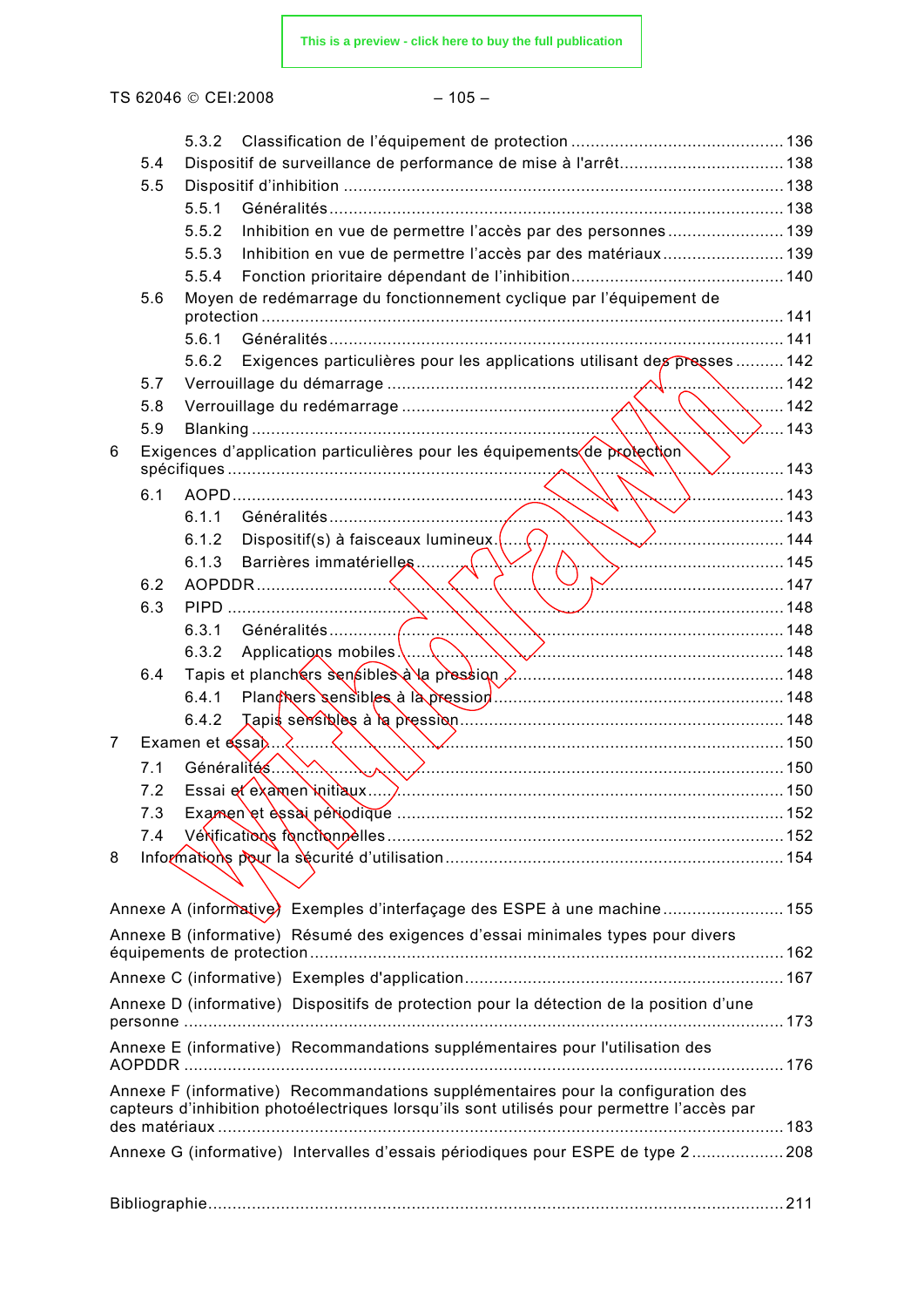5.3.2 Classification de l'équipement de protection ............................................ 136
5.4 Dispositif de surveillance de performance de mise à l'arrêt ................................ 138
5.5 Dispositif d'inhibition ........................................................................................ 138
5.5.1 Généralités ................................................................................................ 138
5.5.2 Inhibition en vue de permettre l'accès par des personnes ........................ 139
5.5.3 Inhibition en vue de permettre l'accès par des matériaux ........................ 139
5.5.4 Fonction prioritaire dépendant de l'inhibition ........................................... 140
5.6 Moyen de redémarrage du fonctionnement cyclique par l'équipement de protection ........................................................................................................ 141
5.6.1 Généralités ................................................................................................ 141
5.6.2 Exigences particulières pour les applications utilisant des presses .......... 142
5.7 Verrouillage du démarrage ................................................................................ 142
5.8 Verrouillage du redémarrage ............................................................................. 142
5.9 Blanking ............................................................................................................ 143

6 Exigences d'application particulières pour les équipements de protection spécifiques ............................................................................................................... 143
6.1 AOPD ................................................................................................................ 143
6.1.1 Généralités ................................................................................................ 143
6.1.2 Dispositif(s) à faisceaux lumineux ............................................................. 144
6.1.3 Barrières immatérielles ............................................................................. 145
6.2 AOPDDR ........................................................................................................... 147
6.3 PIPD ................................................................................................................. 148
6.3.1 Généralités ................................................................................................ 148
6.3.2 Applications mobiles ................................................................................. 148
6.4 Tapis et planchers sensibles à la pression ......................................................... 148
6.4.1 Planchers sensibles à la pression .............................................................. 148
6.4.2 Tapis sensibles à la pression ..................................................................... 148

7 Examen et essai ....................................................................................................... 150
7.1 Généralités ........................................................................................................ 150
7.2 Essai et examen initiaux .................................................................................... 150
7.3 Examen et essai périodique ............................................................................... 152
7.4 Vérifications fonctionnelles ................................................................................ 152

8 Informations pour la sécurité d'utilisation ................................................................. 154

Annexe A (informative) Exemples d'interfaçage des ESPE à une machine ........................ 155

Annexe B (informative) Résumé des exigences d'essai minimales types pour divers équipements de protection ............................................................................................ 162

Annexe C (informative) Exemples d'application ................................................................ 167

Annexe D (informative) Dispositifs de protection pour la détection de la position d'une personne .......................................................................................................................... 173

Annexe E (informative) Recommandations supplémentaires pour l'utilisation des AOPDDR .......................................................................................................................... 176

Annexe F (informative) Recommandations supplémentaires pour la configuration des capteurs d'inhibition photoélectriques lorsqu'ils sont utilisés pour permettre l'accès par des matériaux .................................................................................................................. 183

Annexe G (informative) Intervalles d'essais périodiques pour ESPE de type 2 .................. 208

Bibliographie ...................................................................................................................... 211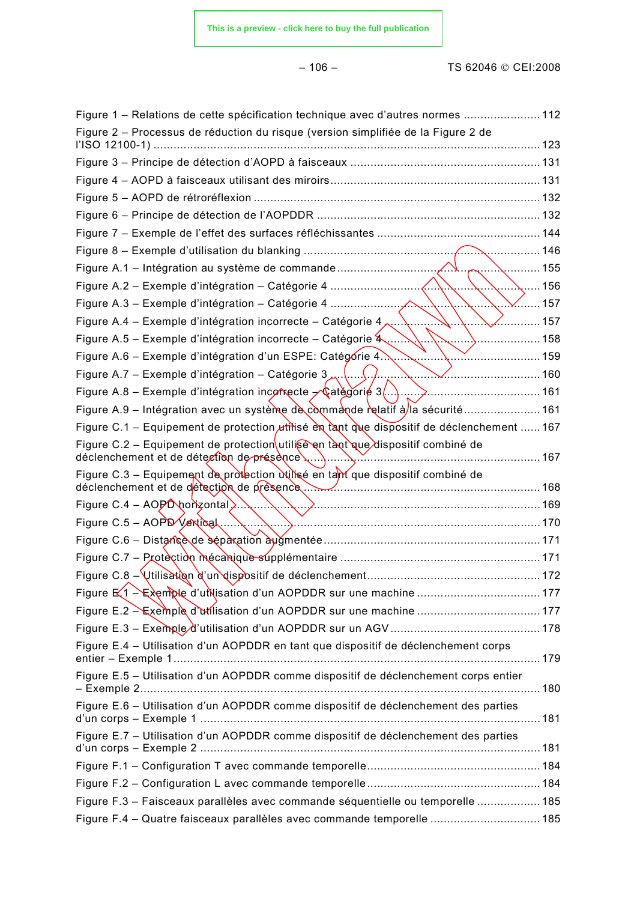Figure 1 – Relations de cette spécification technique avec d'autres normes ....................... 112

Figure 2 – Processus de réduction du risque (version simplifiée de la Figure 2 de l'ISO 12100-1) ................................................................................................................. 123

Figure 3 – Principe de détection d'AOPD à faisceaux ......................................................... 131

Figure 4 – AOPD à faisceaux utilisant des miroirs.............................................................. 131

Figure 5 – AOPD de rétroréflexion ..................................................................................... 132

Figure 6 – Principe de détection de l'AOPDDR .................................................................. 132

Figure 7 – Exemple de l'effet des surfaces réfléchissantes ................................................ 144

Figure 8 – Exemple d'utilisation du blanking ...................................................................... 146

Figure A.1 – Intégration au système de commande............................................................ 155

Figure A.2 – Exemple d'intégration – Catégorie 4 .............................................................. 156

Figure A.3 – Exemple d'intégration – Catégorie 4 .............................................................. 157

Figure A.4 – Exemple d'intégration incorrecte – Catégorie 4 .............................................. 157

Figure A.5 – Exemple d'intégration incorrecte – Catégorie 4 .............................................. 158

Figure A.6 – Exemple d'intégration d'un ESPE: Catégorie 4................................................ 159

Figure A.7 – Exemple d'intégration – Catégorie 3 .............................................................. 160

Figure A.8 – Exemple d'intégration incorrecte – Catégorie 3.............................................. 161

Figure A.9 – Intégration avec un système de commande relatif à la sécurité....................... 161

Figure C.1 – Equipement de protection utilisé en tant que dispositif de déclenchement ...... 167

Figure C.2 – Equipement de protection utilisé en tant que dispositif combiné de déclenchement et de détection de présence ........................................................................ 167

Figure C.3 – Equipement de protection utilisé en tant que dispositif combiné de déclenchement et de détection de présence ........................................................................ 168

Figure C.4 – AOPD horizontal ............................................................................................ 169

Figure C.5 – AOPD Vertical ................................................................................................ 170

Figure C.6 – Distance de séparation augmentée................................................................ 171

Figure C.7 – Protection mécanique supplémentaire ........................................................... 171

Figure C.8 – Utilisation d'un dispositif de déclenchement.................................................... 172

Figure E.1 – Exemple d'utilisation d'un AOPDDR sur une machine .................................... 177

Figure E.2 – Exemple d'utilisation d'un AOPDDR sur une machine .................................... 177

Figure E.3 – Exemple d'utilisation d'un AOPDDR sur un AGV ............................................ 178

Figure E.4 – Utilisation d'un AOPDDR en tant que dispositif de déclenchement corps entier – Exemple 1 ............................................................................................................ 179

Figure E.5 – Utilisation d'un AOPDDR comme dispositif de déclenchement corps entier – Exemple 2......................................................................................................................... 180

Figure E.6 – Utilisation d'un AOPDDR comme dispositif de déclenchement des parties d'un corps – Exemple 1 .................................................................................................... 181

Figure E.7 – Utilisation d'un AOPDDR comme dispositif de déclenchement des parties d'un corps – Exemple 2 .................................................................................................... 181

Figure F.1 – Configuration T avec commande temporelle................................................... 184

Figure F.2 – Configuration L avec commande temporelle................................................... 184

Figure F.3 – Faisceaux parallèles avec commande séquentielle ou temporelle ................... 185

Figure F.4 – Quatre faisceaux parallèles avec commande temporelle ................................ 185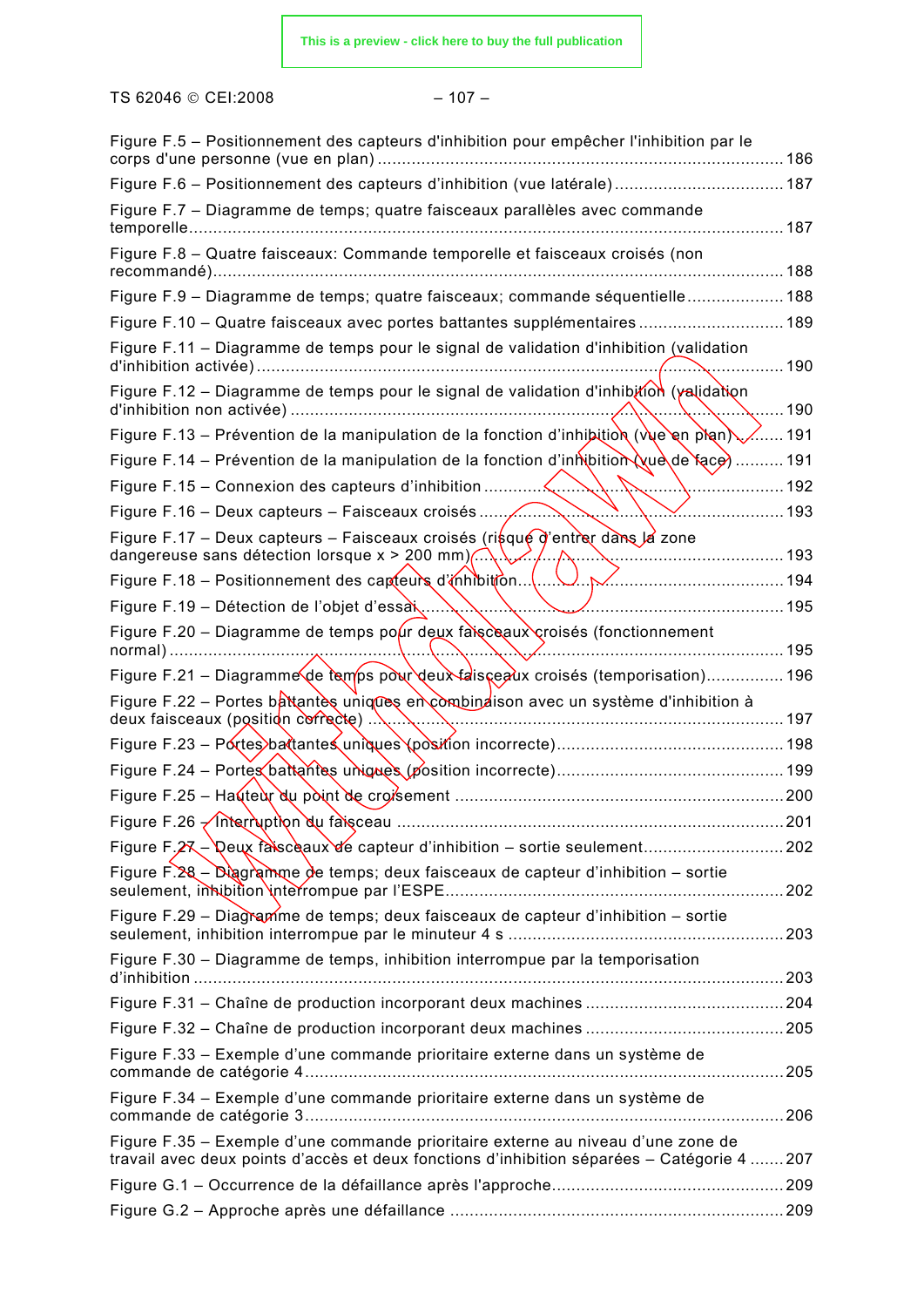Figure F.5 – Positionnement des capteurs d'inhibition pour empêcher l'inhibition par le corps d'une personne (vue en plan) ..... 186

Figure F.6 – Positionnement des capteurs d'inhibition (vue latérale) ..... 187

Figure F.7 – Diagramme de temps; quatre faisceaux parallèles avec commande temporelle ..... 187

Figure F.8 – Quatre faisceaux: Commande temporelle et faisceaux croisés (non recommandé) ..... 188

Figure F.9 – Diagramme de temps; quatre faisceaux; commande séquentielle ..... 188

Figure F.10 – Quatre faisceaux avec portes battantes supplémentaires ..... 189

Figure F.11 – Diagramme de temps pour le signal de validation d'inhibition (validation d'inhibition activée) ..... 190

Figure F.12 – Diagramme de temps pour le signal de validation d'inhibition (validation d'inhibition non activée) ..... 190

Figure F.13 – Prévention de la manipulation de la fonction d'inhibition (vue en plan) ..... 191

Figure F.14 – Prévention de la manipulation de la fonction d'inhibition (vue de face) ..... 191

Figure F.15 – Connexion des capteurs d'inhibition ..... 192

Figure F.16 – Deux capteurs – Faisceaux croisés ..... 193

Figure F.17 – Deux capteurs – Faisceaux croisés (risque d'entrer dans la zone dangereuse sans détection lorsque x > 200 mm) ..... 193

Figure F.18 – Positionnement des capteurs d'inhibition ..... 194

Figure F.19 – Détection de l'objet d'essai ..... 195

Figure F.20 – Diagramme de temps pour deux faisceaux croisés (fonctionnement normal) ..... 195

Figure F.21 – Diagramme de temps pour deux faisceaux croisés (temporisation) ..... 196

Figure F.22 – Portes battantes uniques en combinaison avec un système d'inhibition à deux faisceaux (position correcte) ..... 197

Figure F.23 – Portes battantes uniques (position incorrecte) ..... 198

Figure F.24 – Portes battantes uniques (position incorrecte) ..... 199

Figure F.25 – Hauteur du point de croisement ..... 200

Figure F.26 – Interruption du faisceau ..... 201

Figure F.27 – Deux faisceaux de capteur d'inhibition – sortie seulement ..... 202

Figure F.28 – Diagramme de temps; deux faisceaux de capteur d'inhibition – sortie seulement, inhibition interrompue par l'ESPE ..... 202

Figure F.29 – Diagramme de temps; deux faisceaux de capteur d'inhibition – sortie seulement, inhibition interrompue par le minuteur 4 s ..... 203

Figure F.30 – Diagramme de temps, inhibition interrompue par la temporisation d'inhibition ..... 203

Figure F.31 – Chaîne de production incorporant deux machines ..... 204

Figure F.32 – Chaîne de production incorporant deux machines ..... 205

Figure F.33 – Exemple d'une commande prioritaire externe dans un système de commande de catégorie 4 ..... 205

Figure F.34 – Exemple d'une commande prioritaire externe dans un système de commande de catégorie 3 ..... 206

Figure F.35 – Exemple d'une commande prioritaire externe au niveau d'une zone de travail avec deux points d'accès et deux fonctions d'inhibition séparées – Catégorie 4 ..... 207

Figure G.1 – Occurrence de la défaillance après l'approche ..... 209

Figure G.2 – Approche après une défaillance ..... 209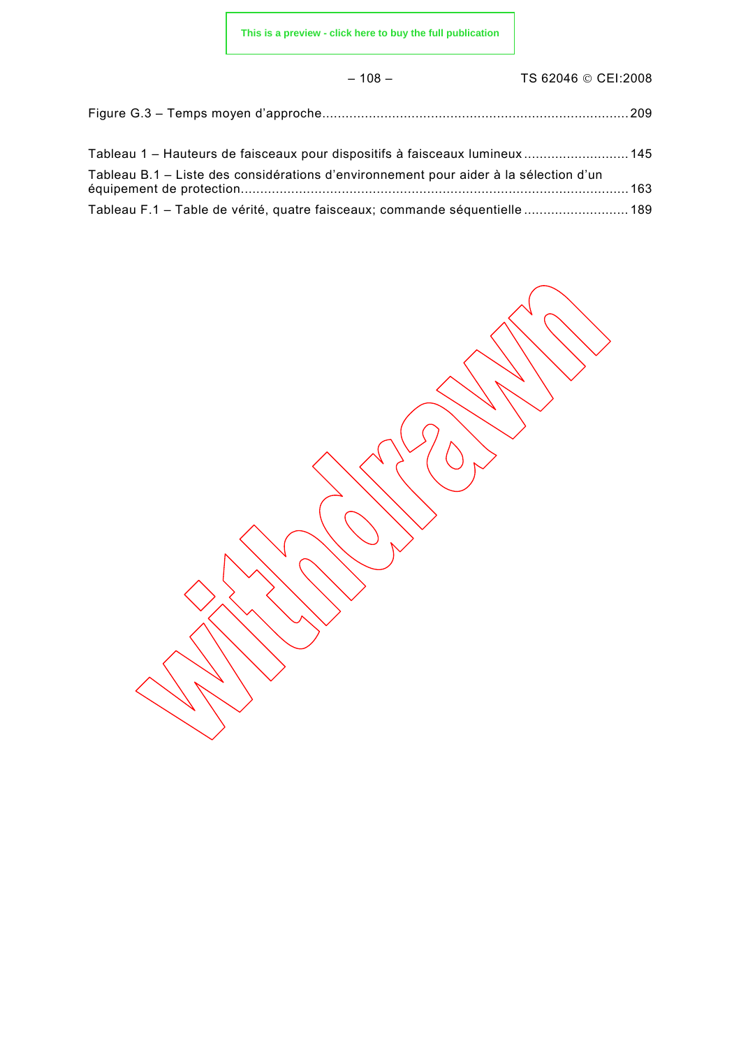Figure G.3 – Temps moyen d'approche ............................................................................ 209

Tableau 1 – Hauteurs de faisceaux pour dispositifs à faisceaux lumineux .......................... 145

Tableau B.1 – Liste des considérations d'environnement pour aider à la sélection d'un équipement de protection ................................................................................................. 163

Tableau F.1 – Table de vérité, quatre faisceaux; commande séquentielle .......................... 189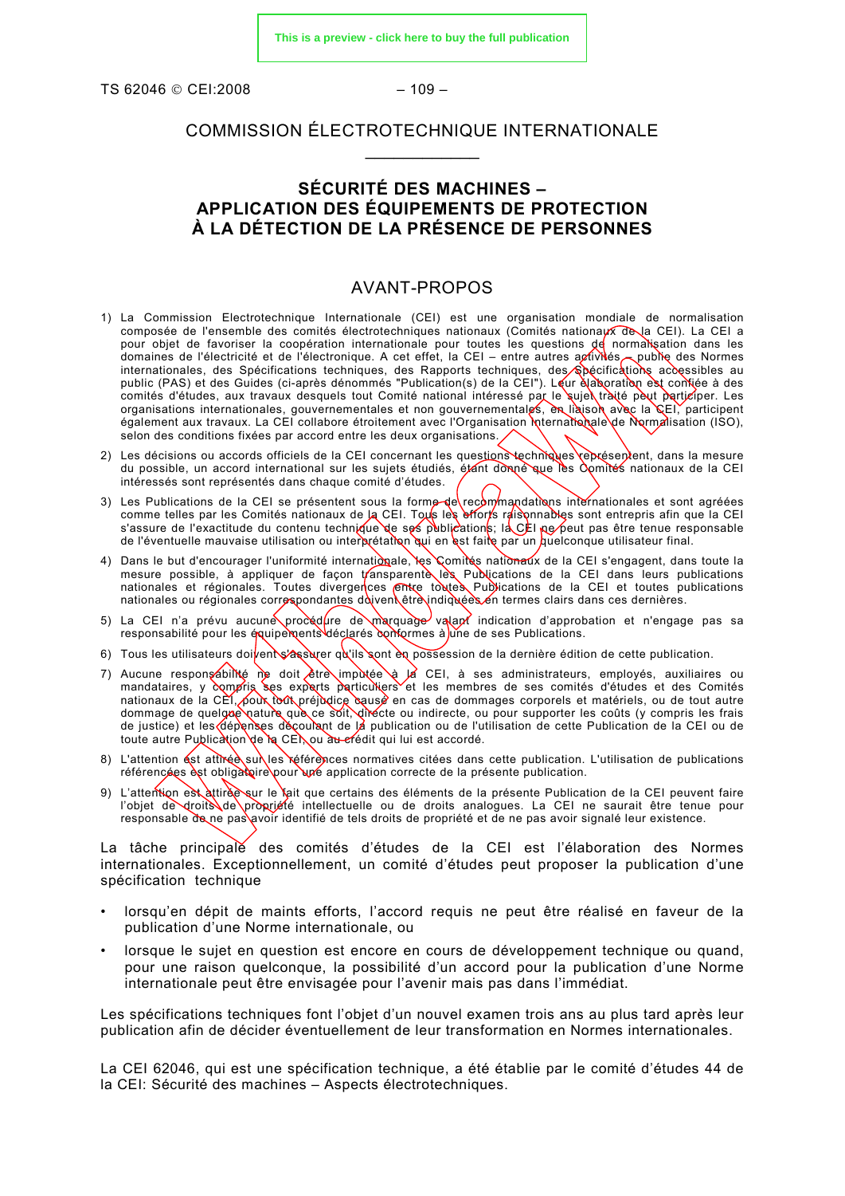COMMISSION ÉLECTROTECHNIQUE INTERNATIONALE

____________

# SÉCURITÉ DES MACHINES – APPLICATION DES ÉQUIPEMENTS DE PROTECTION À LA DÉTECTION DE LA PRÉSENCE DE PERSONNES

## AVANT-PROPOS

1) La Commission Electrotechnique Internationale (CEI) est une organisation mondiale de normalisation composée de l'ensemble des comités électrotechniques nationaux (Comités nationaux de la CEI). La CEI a pour objet de favoriser la coopération internationale pour toutes les questions de normalisation dans les domaines de l'électricité et de l'électronique. A cet effet, la CEI – entre autres activités – publie des Normes internationales, des Spécifications techniques, des Rapports techniques, des Spécifications accessibles au public (PAS) et des Guides (ci-après dénommés "Publication(s) de la CEI"). Leur élaboration est confiée à des comités d'études, aux travaux desquels tout Comité national intéressé par le sujet traité peut participer. Les organisations internationales, gouvernementales et non gouvernementales, en liaison avec la CEI, participent également aux travaux. La CEI collabore étroitement avec l'Organisation Internationale de Normalisation (ISO), selon des conditions fixées par accord entre les deux organisations.

2) Les décisions ou accords officiels de la CEI concernant les questions techniques représentent, dans la mesure du possible, un accord international sur les sujets étudiés, étant donné que les Comités nationaux de la CEI intéressés sont représentés dans chaque comité d'études.

3) Les Publications de la CEI se présentent sous la forme de recommandations internationales et sont agréées comme telles par les Comités nationaux de la CEI. Tous les efforts raisonnables sont entrepris afin que la CEI s'assure de l'exactitude du contenu technique de ses publications; la CEI ne peut pas être tenue responsable de l'éventuelle mauvaise utilisation ou interprétation qui en est faite par un quelconque utilisateur final.

4) Dans le but d'encourager l'uniformité internationale, les Comités nationaux de la CEI s'engagent, dans toute la mesure possible, à appliquer de façon transparente les Publications de la CEI dans leurs publications nationales et régionales. Toutes divergences entre toutes Publications de la CEI et toutes publications nationales ou régionales correspondantes doivent être indiquées en termes clairs dans ces dernières.

5) La CEI n'a prévu aucune procédure de marquage valant indication d'approbation et n'engage pas sa responsabilité pour les équipements déclarés conformes à une de ses Publications.

6) Tous les utilisateurs doivent s'assurer qu'ils sont en possession de la dernière édition de cette publication.

7) Aucune responsabilité ne doit être imputée à la CEI, à ses administrateurs, employés, auxiliaires ou mandataires, y compris ses experts particuliers et les membres de ses comités d'études et des Comités nationaux de la CEI, pour tout préjudice causé en cas de dommages corporels et matériels, ou de tout autre dommage de quelque nature que ce soit, directe ou indirecte, ou pour supporter les coûts (y compris les frais de justice) et les dépenses découlant de la publication ou de l'utilisation de cette Publication de la CEI ou de toute autre Publication de la CEI, ou au crédit qui lui est accordé.

8) L'attention est attirée sur les références normatives citées dans cette publication. L'utilisation de publications référencées est obligatoire pour une application correcte de la présente publication.

9) L'attention est attirée sur le fait que certains des éléments de la présente Publication de la CEI peuvent faire l'objet de droits de propriété intellectuelle ou de droits analogues. La CEI ne saurait être tenue pour responsable de ne pas avoir identifié de tels droits de propriété et de ne pas avoir signalé leur existence.

La tâche principale des comités d'études de la CEI est l'élaboration des Normes internationales. Exceptionnellement, un comité d'études peut proposer la publication d'une spécification technique

- lorsqu'en dépit de maints efforts, l'accord requis ne peut être réalisé en faveur de la publication d'une Norme internationale, ou
- lorsque le sujet en question est encore en cours de développement technique ou quand, pour une raison quelconque, la possibilité d'un accord pour la publication d'une Norme internationale peut être envisagée pour l'avenir mais pas dans l'immédiat.

Les spécifications techniques font l'objet d'un nouvel examen trois ans au plus tard après leur publication afin de décider éventuellement de leur transformation en Normes internationales.

La CEI 62046, qui est une spécification technique, a été établie par le comité d'études 44 de la CEI: Sécurité des machines – Aspects électrotechniques.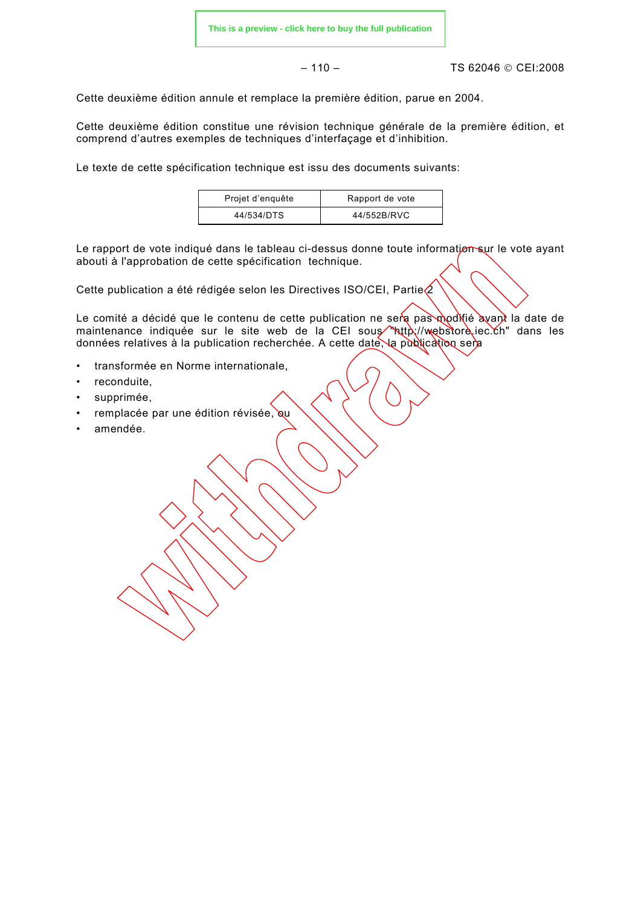Cette deuxième édition annule et remplace la première édition, parue en 2004.

Cette deuxième édition constitue une révision technique générale de la première édition, et comprend d’autres exemples de techniques d’interfaçage et d’inhibition.

Le texte de cette spécification technique est issu des documents suivants:

| Projet d’enquête | Rapport de vote |
|---|---|
| 44/534/DTS | 44/552B/RVC |

Le rapport de vote indiqué dans le tableau ci-dessus donne toute information sur le vote ayant abouti à l'approbation de cette spécification technique.

Cette publication a été rédigée selon les Directives ISO/CEI, Partie 2.

Le comité a décidé que le contenu de cette publication ne sera pas modifié avant la date de maintenance indiquée sur le site web de la CEI sous "http://webstore.iec.ch" dans les données relatives à la publication recherchée. A cette date, la publication sera

- transformée en Norme internationale,
- reconduite,
- supprimée,
- remplacée par une édition révisée, ou
- amendée.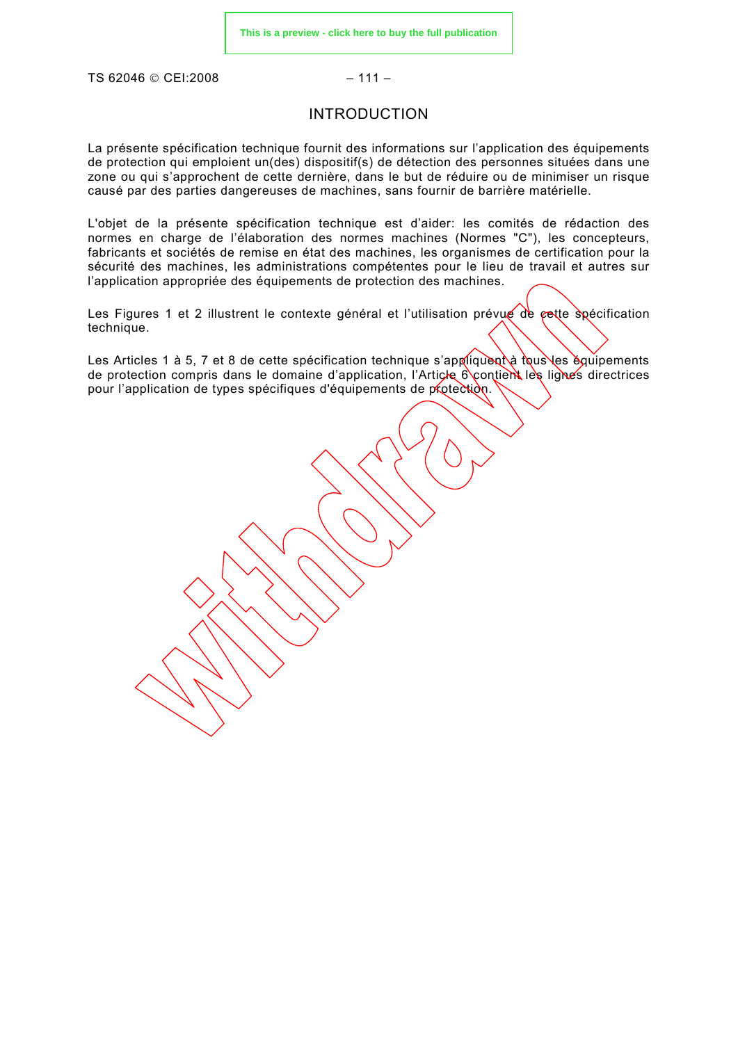# INTRODUCTION

La présente spécification technique fournit des informations sur l'application des équipements de protection qui emploient un(des) dispositif(s) de détection des personnes situées dans une zone ou qui s'approchent de cette dernière, dans le but de réduire ou de minimiser un risque causé par des parties dangereuses de machines, sans fournir de barrière matérielle.

L'objet de la présente spécification technique est d'aider: les comités de rédaction des normes en charge de l'élaboration des normes machines (Normes "C"), les concepteurs, fabricants et sociétés de remise en état des machines, les organismes de certification pour la sécurité des machines, les administrations compétentes pour le lieu de travail et autres sur l'application appropriée des équipements de protection des machines.

Les Figures 1 et 2 illustrent le contexte général et l'utilisation prévue de cette spécification technique.

Les Articles 1 à 5, 7 et 8 de cette spécification technique s'appliquent à tous les équipements de protection compris dans le domaine d'application, l'Article 6 contient les lignes directrices pour l'application de types spécifiques d'équipements de protection.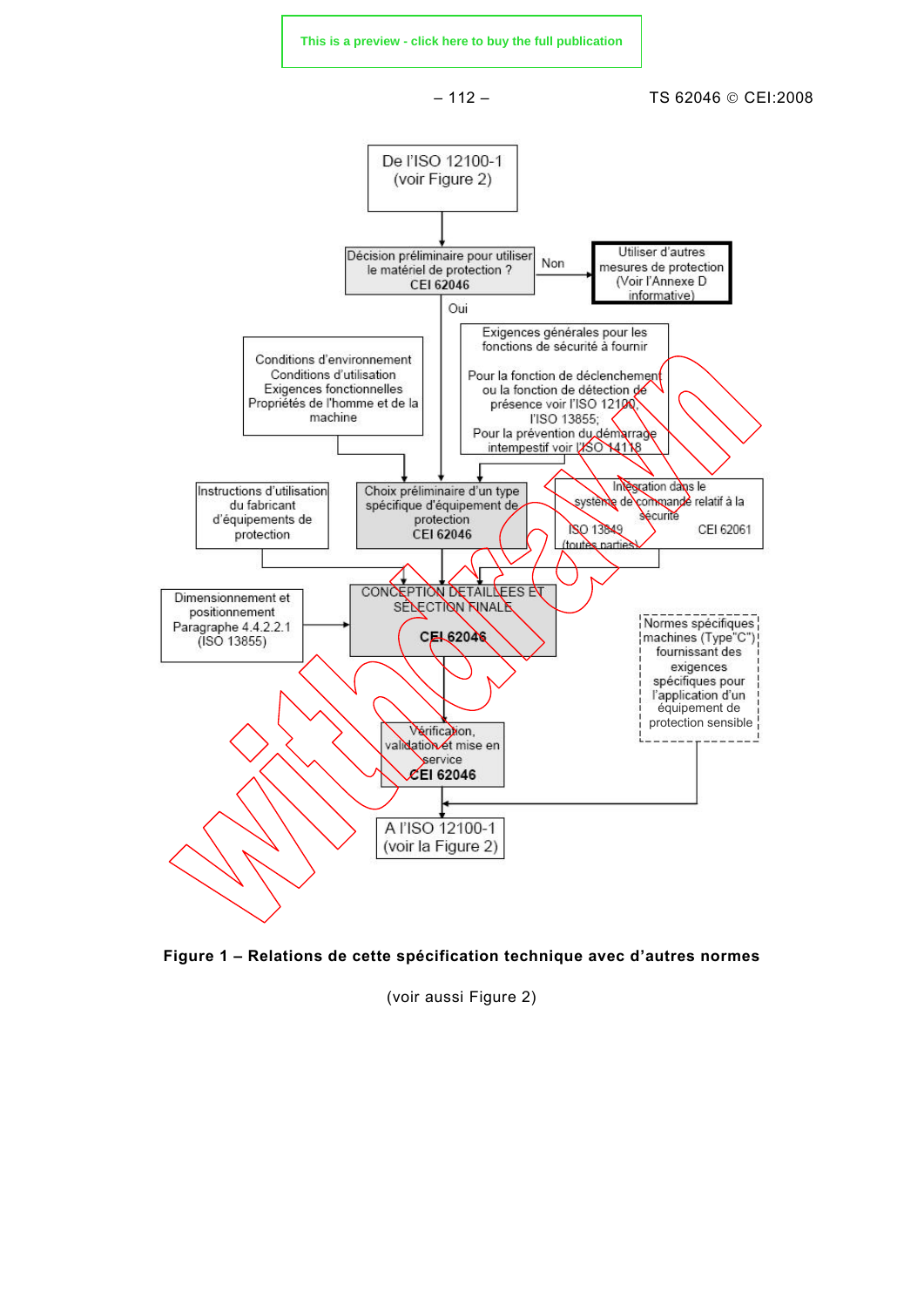De l'ISO 12100-1 (voir Figure 2)

Décision préliminaire pour utiliser le matériel de protection ? CEI 62046

Non → Utiliser d'autres mesures de protection (Voir l'Annexe D informative)

Oui

Conditions d'environnement
Conditions d'utilisation
Exigences fonctionnelles
Propriétés de l'homme et de la machine

Exigences générales pour les fonctions de sécurité à fournir

Pour la fonction de déclenchement ou la fonction de détection de présence voir l'ISO 12100, l'ISO 13855;
Pour la prévention du démarrage intempestif voir l'ISO 14118

Instructions d'utilisation du fabricant d'équipements de protection

Choix préliminaire d'un type spécifique d'équipement de protection CEI 62046

Intégration dans le système de commande relatif à la sécurité
ISO 13849 (toutes parties) CEI 62061

Dimensionnement et positionnement Paragraphe 4.4.2.2.1 (ISO 13855)

CONCEPTION DETAILLEES ET SELECTION FINALE CEI 62046

Normes spécifiques machines (Type"C") fournissant des exigences spécifiques pour l'application d'un équipement de protection sensible

Vérification, validation et mise en service CEI 62046

A l'ISO 12100-1 (voir la Figure 2)

**Figure 1 – Relations de cette spécification technique avec d'autres normes**

(voir aussi Figure 2)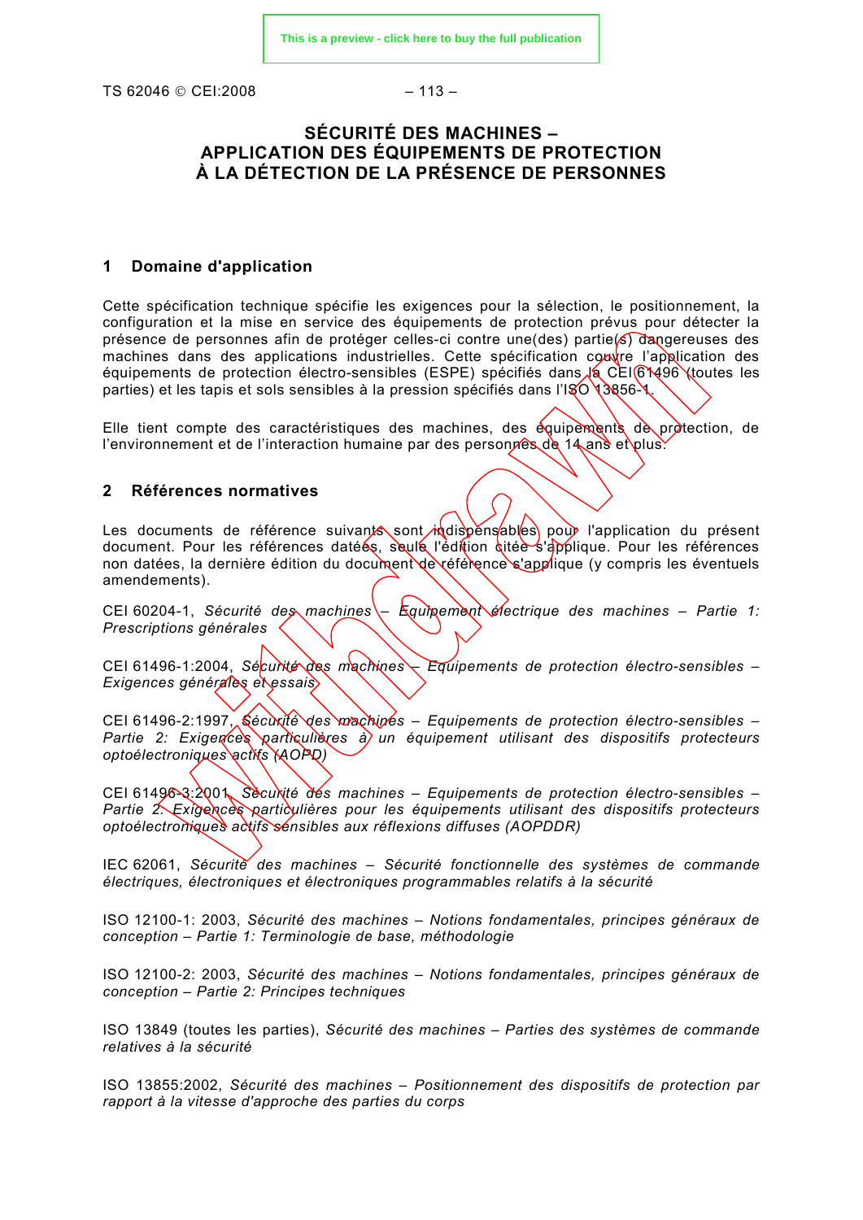# SÉCURITÉ DES MACHINES – APPLICATION DES ÉQUIPEMENTS DE PROTECTION À LA DÉTECTION DE LA PRÉSENCE DE PERSONNES

## 1 Domaine d'application

Cette spécification technique spécifie les exigences pour la sélection, le positionnement, la configuration et la mise en service des équipements de protection prévus pour détecter la présence de personnes afin de protéger celles-ci contre une(des) partie(s) dangereuses des machines dans des applications industrielles. Cette spécification couvre l'application des équipements de protection électro-sensibles (ESPE) spécifiés dans la CEI 61496 (toutes les parties) et les tapis et sols sensibles à la pression spécifiés dans l'ISO 13856-1.

Elle tient compte des caractéristiques des machines, des équipements de protection, de l'environnement et de l'interaction humaine par des personnes de 14 ans et plus.

## 2 Références normatives

Les documents de référence suivants sont indispensables pour l'application du présent document. Pour les références datées, seule l'édition citée s'applique. Pour les références non datées, la dernière édition du document de référence s'applique (y compris les éventuels amendements).

CEI 60204-1, *Sécurité des machines – Equipement électrique des machines – Partie 1: Prescriptions générales*

CEI 61496-1:2004, *Sécurité des machines – Equipements de protection électro-sensibles – Exigences générales et essais*

CEI 61496-2:1997, *Sécurité des machines – Equipements de protection électro-sensibles – Partie 2: Exigences particulières à un équipement utilisant des dispositifs protecteurs optoélectroniques actifs (AOPD)*

CEI 61496-3:2001, *Sécurité des machines – Equipements de protection électro-sensibles – Partie 2: Exigences particulières pour les équipements utilisant des dispositifs protecteurs optoélectroniques actifs sensibles aux réflexions diffuses (AOPDDR)*

IEC 62061, *Sécurité des machines – Sécurité fonctionnelle des systèmes de commande électriques, électroniques et électroniques programmables relatifs à la sécurité*

ISO 12100-1: 2003, *Sécurité des machines – Notions fondamentales, principes généraux de conception – Partie 1: Terminologie de base, méthodologie*

ISO 12100-2: 2003, *Sécurité des machines – Notions fondamentales, principes généraux de conception – Partie 2: Principes techniques*

ISO 13849 (toutes les parties), *Sécurité des machines – Parties des systèmes de commande relatives à la sécurité*

ISO 13855:2002, *Sécurité des machines – Positionnement des dispositifs de protection par rapport à la vitesse d'approche des parties du corps*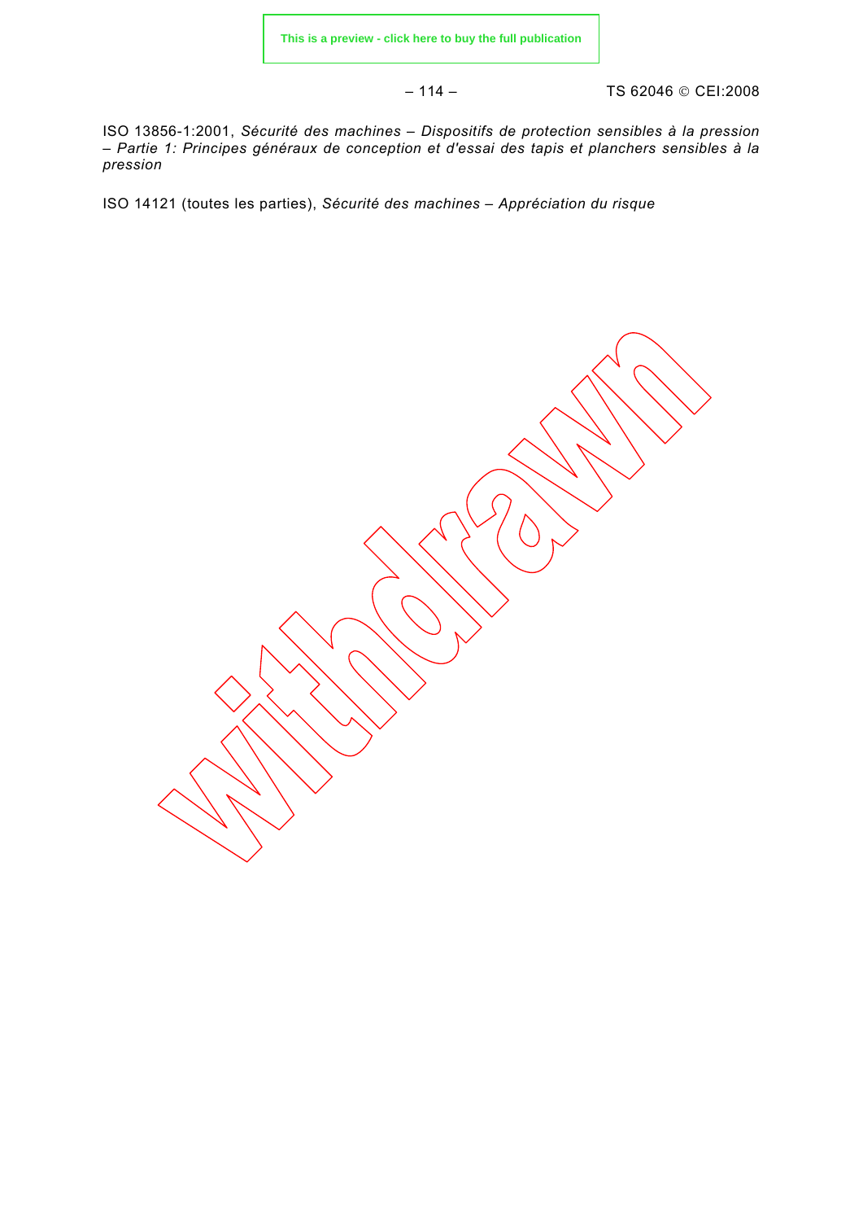ISO 13856-1:2001, *Sécurité des machines – Dispositifs de protection sensibles à la pression – Partie 1: Principes généraux de conception et d'essai des tapis et planchers sensibles à la pression*

ISO 14121 (toutes les parties), *Sécurité des machines – Appréciation du risque*